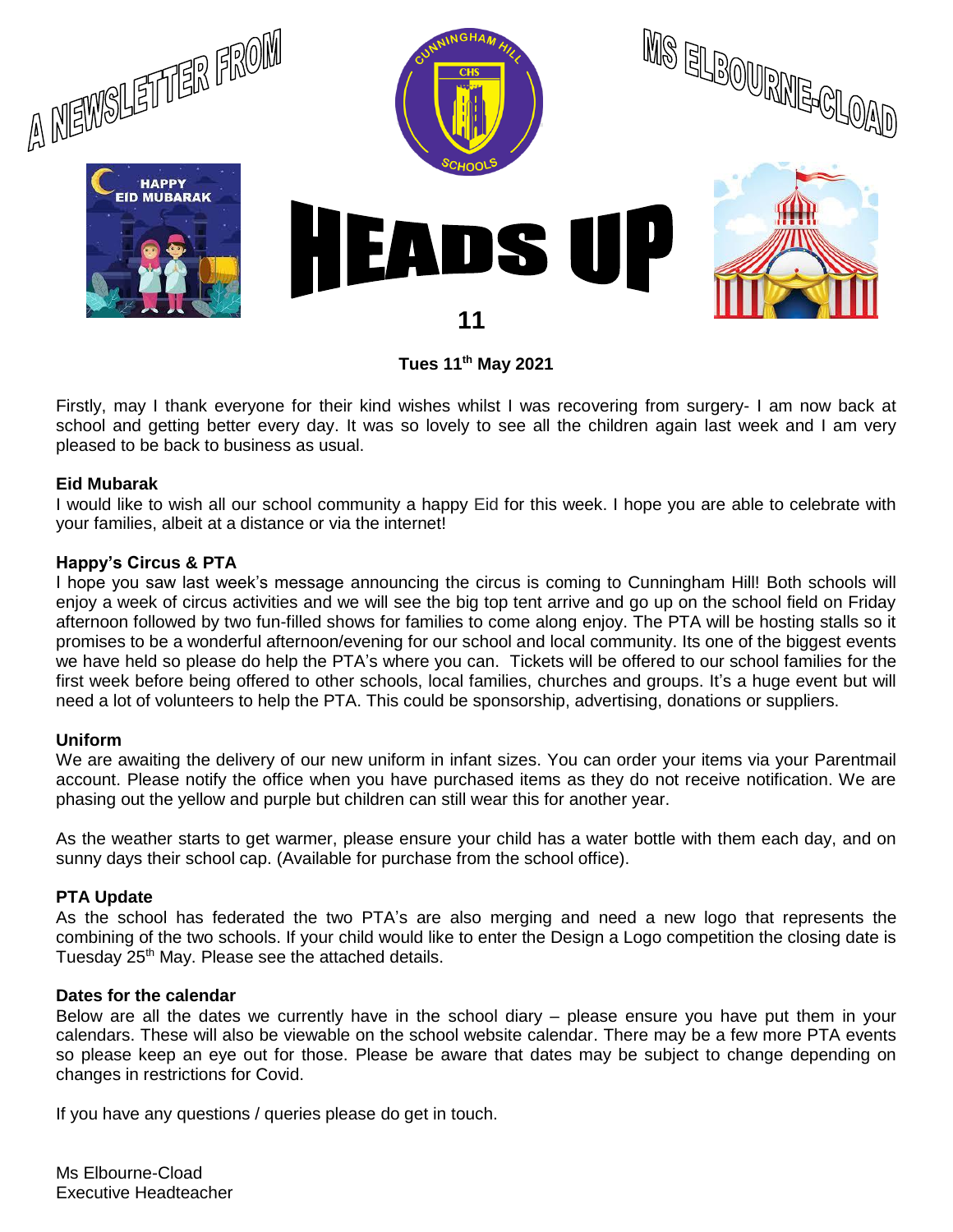# A NEWSLETTER FROM MS ELBOURNE-CLOAD

# HEADS UP

## 11

**Tues 11th May 2021**

Firstly, may I thank everyone for their kind wishes whilst I was recovering from surgery- I am now back at school and getting better every day. It was so lovely to see all the children again last week and I am very pleased to be back to business as usual.

**Eid Mubarak**

I would like to wish all our school community a happy Eid for this week. I hope you are able to celebrate with your families, albeit at a distance or via the internet!

**Happy's Circus & PTA**

I hope you saw last week's message announcing the circus is coming to Cunningham Hill! Both schools will enjoy a week of circus activities and we will see the big top tent arrive and go up on the school field on Friday afternoon followed by two fun-filled shows for families to come along enjoy. The PTA will be hosting stalls so it promises to be a wonderful afternoon/evening for our school and local community. Its one of the biggest events we have held so please do help the PTA's where you can. Tickets will be offered to our school families for the first week before being offered to other schools, local families, churches and groups. It's a huge event but will need a lot of volunteers to help the PTA. This could be sponsorship, advertising, donations or suppliers.

**Uniform**

We are awaiting the delivery of our new uniform in infant sizes. You can order your items via your Parentmail account. Please notify the office when you have purchased items as they do not receive notification. We are phasing out the yellow and purple but children can still wear this for another year.

As the weather starts to get warmer, please ensure your child has a water bottle with them each day, and on sunny days their school cap. (Available for purchase from the school office).

**PTA Update**

As the school has federated the two PTA's are also merging and need a new logo that represents the combining of the two schools. If your child would like to enter the Design a Logo competition the closing date is Tuesday 25th May. Please see the attached details.

**Dates for the calendar**

Below are all the dates we currently have in the school diary – please ensure you have put them in your calendars. These will also be viewable on the school website calendar. There may be a few more PTA events so please keep an eye out for those. Please be aware that dates may be subject to change depending on changes in restrictions for Covid.

If you have any questions / queries please do get in touch.

Ms Elbourne-Cload
Executive Headteacher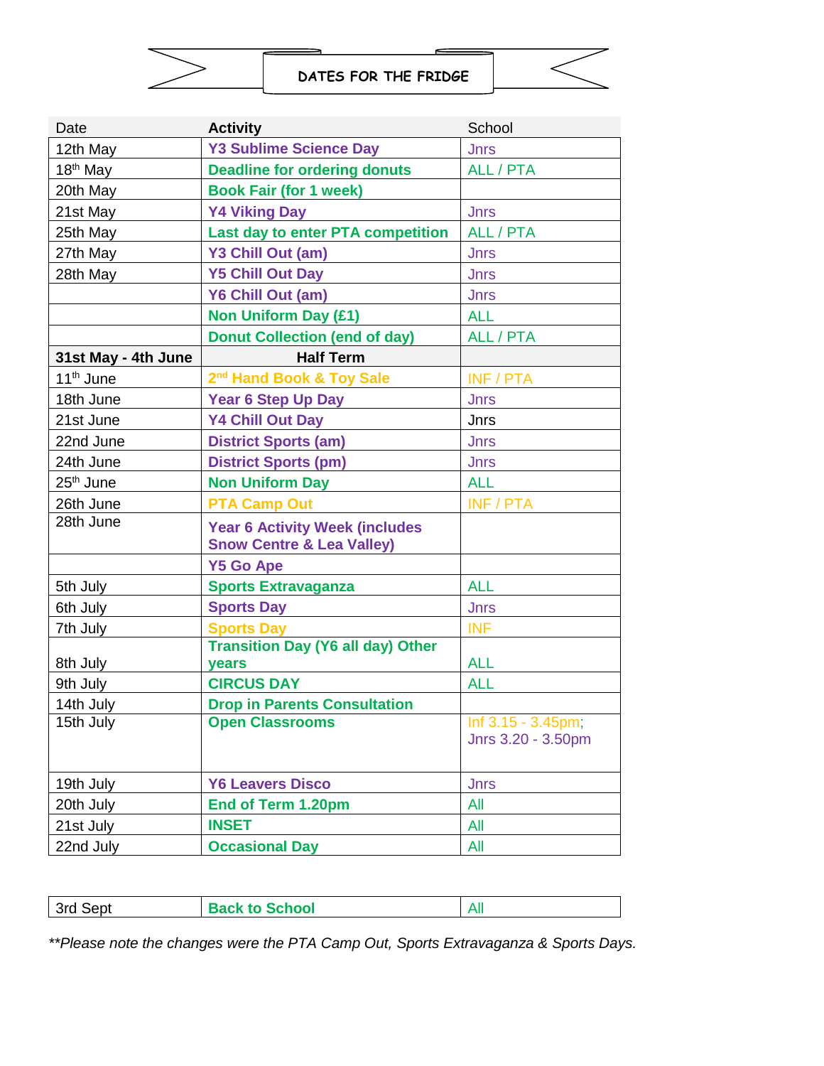# DATES FOR THE FRIDGE

| Date | **Activity** | School |
|---|---|---|
| 12th May | **Y3 Sublime Science Day** | Jnrs |
| 18th May | **Deadline for ordering donuts** | ALL / PTA |
| 20th May | **Book Fair (for 1 week)** | |
| 21st May | **Y4 Viking Day** | Jnrs |
| 25th May | **Last day to enter PTA competition** | ALL / PTA |
| 27th May | **Y3 Chill Out (am)** | Jnrs |
| 28th May | **Y5 Chill Out Day** | Jnrs |
| | **Y6 Chill Out (am)** | Jnrs |
| | **Non Uniform Day (£1)** | ALL |
| | **Donut Collection (end of day)** | ALL / PTA |
| **31st May - 4th June** | **Half Term** | |
| 11th June | **2nd Hand Book & Toy Sale** | INF / PTA |
| 18th June | **Year 6 Step Up Day** | Jnrs |
| 21st June | **Y4 Chill Out Day** | Jnrs |
| 22nd June | **District Sports (am)** | Jnrs |
| 24th June | **District Sports (pm)** | Jnrs |
| 25th June | **Non Uniform Day** | ALL |
| 26th June | **PTA Camp Out** | INF / PTA |
| 28th June | **Year 6 Activity Week (includes Snow Centre & Lea Valley)** | |
| | **Y5 Go Ape** | |
| 5th July | **Sports Extravaganza** | ALL |
| 6th July | **Sports Day** | Jnrs |
| 7th July | **Sports Day** | INF |
| 8th July | **Transition Day (Y6 all day) Other years** | ALL |
| 9th July | **CIRCUS DAY** | ALL |
| 14th July | **Drop in Parents Consultation** | |
| 15th July | **Open Classrooms** | Inf 3.15 - 3.45pm; Jnrs 3.20 - 3.50pm |
| 19th July | **Y6 Leavers Disco** | Jnrs |
| 20th July | **End of Term 1.20pm** | All |
| 21st July | **INSET** | All |
| 22nd July | **Occasional Day** | All |

| | | |
|---|---|---|
| 3rd Sept | **Back to School** | All |

*\*\*Please note the changes were the PTA Camp Out, Sports Extravaganza & Sports Days.*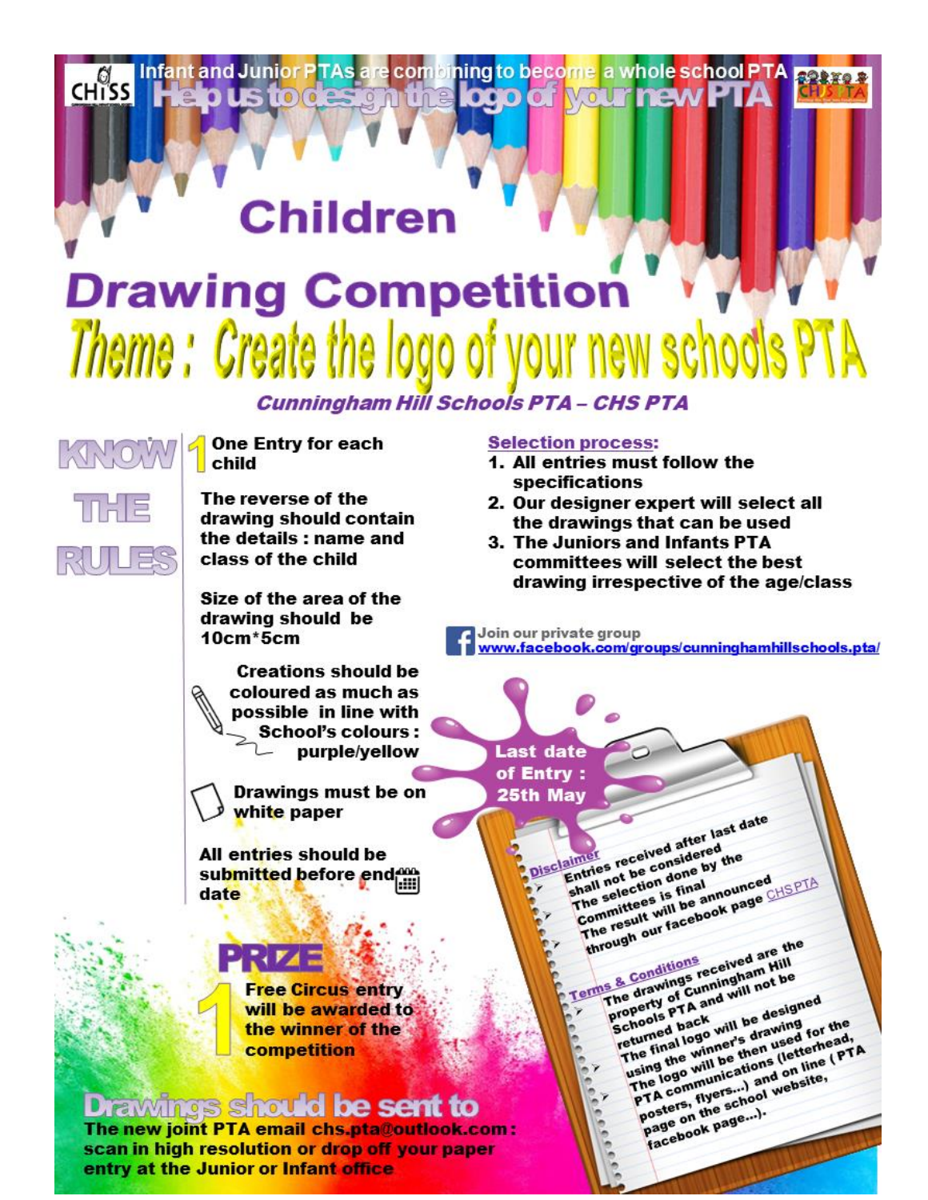CHiSS

Infant and Junior PTAs are combining to become a whole school PTA

# Help us to design the logo of your new PTA

CHS PTA

# Children Drawing Competition

## Theme : Create the logo of your new schools PTA

***Cunningham Hill Schools PTA – CHS PTA***

## KNOW THE RULES

**1 One Entry for each child**

**The reverse of the drawing should contain the details : name and class of the child**

**Size of the area of the drawing should be 10cm*5cm**

**Creations should be coloured as much as possible in line with School's colours : purple/yellow**

**Drawings must be on white paper**

**All entries should be submitted before end date**

**Selection process:**

1. **All entries must follow the specifications**
2. **Our designer expert will select all the drawings that can be used**
3. **The Juniors and Infants PTA committees will select the best drawing irrespective of the age/class**

Join our private group
www.facebook.com/groups/cunninghamhillschools.pta/

**Last date of Entry : 25th May**

**Disclaimer**

- Entries received after last date shall not be considered
- The selection done by the Committees is final
- The result will be announced through our facebook page CHS PTA

**Terms & Conditions**

- The drawings received are the property of Cunningham Hill Schools PTA and will not be returned back
- The final logo will be designed using the winner's drawing
- The logo will be then used for the PTA communications (letterhead, posters, flyers...) and on line ( PTA page on the school website, facebook page...).

## PRIZE

**1 Free Circus entry will be awarded to the winner of the competition**

## Drawings should be sent to

**The new joint PTA email chs.pta@outlook.com : scan in high resolution or drop off your paper entry at the Junior or Infant office**